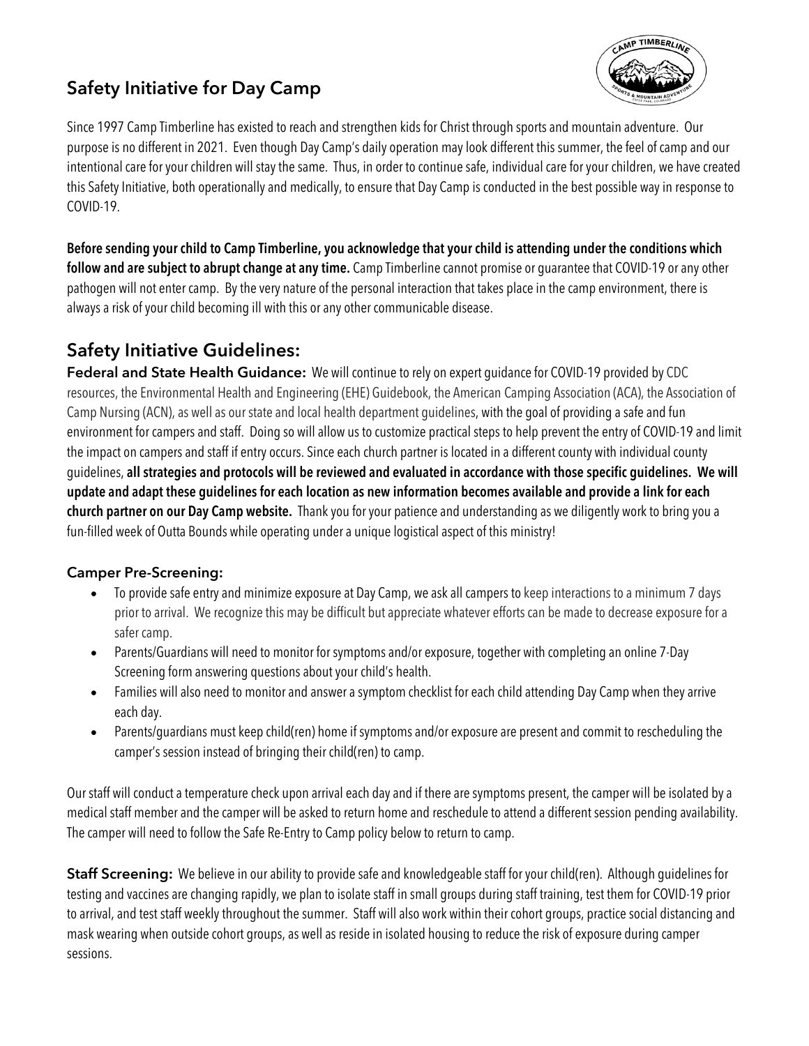# Safety Initiative for Day Camp

Since 1997 Camp Timberline has existed to reach and strengthen kids for Christ through sports and mountain adventure. Our purpose is no different in 2021. Even though Day Camp's daily operation may look different this summer, the feel of camp and our intentional care for your children will stay the same. Thus, in order to continue safe, individual care for your children, we have created this Safety Initiative, both operationally and medically, to ensure that Day Camp is conducted in the best possible way in response to COVID-19.

**Before sending your child to Camp Timberline, you acknowledge that your child is attending under the conditions which follow and are subject to abrupt change at any time.** Camp Timberline cannot promise or guarantee that COVID-19 or any other pathogen will not enter camp. By the very nature of the personal interaction that takes place in the camp environment, there is always a risk of your child becoming ill with this or any other communicable disease.

## Safety Initiative Guidelines:

**Federal and State Health Guidance:** We will continue to rely on expert guidance for COVID-19 provided by CDC resources, the Environmental Health and Engineering (EHE) Guidebook, the American Camping Association (ACA), the Association of Camp Nursing (ACN), as well as our state and local health department guidelines, with the goal of providing a safe and fun environment for campers and staff. Doing so will allow us to customize practical steps to help prevent the entry of COVID-19 and limit the impact on campers and staff if entry occurs. Since each church partner is located in a different county with individual county guidelines, **all strategies and protocols will be reviewed and evaluated in accordance with those specific guidelines. We will update and adapt these guidelines for each location as new information becomes available and provide a link for each church partner on our Day Camp website.** Thank you for your patience and understanding as we diligently work to bring you a fun-filled week of Outta Bounds while operating under a unique logistical aspect of this ministry!

### Camper Pre-Screening:

- To provide safe entry and minimize exposure at Day Camp, we ask all campers to keep interactions to a minimum 7 days prior to arrival. We recognize this may be difficult but appreciate whatever efforts can be made to decrease exposure for a safer camp.
- Parents/Guardians will need to monitor for symptoms and/or exposure, together with completing an online 7-Day Screening form answering questions about your child's health.
- Families will also need to monitor and answer a symptom checklist for each child attending Day Camp when they arrive each day.
- Parents/guardians must keep child(ren) home if symptoms and/or exposure are present and commit to rescheduling the camper's session instead of bringing their child(ren) to camp.

Our staff will conduct a temperature check upon arrival each day and if there are symptoms present, the camper will be isolated by a medical staff member and the camper will be asked to return home and reschedule to attend a different session pending availability. The camper will need to follow the Safe Re-Entry to Camp policy below to return to camp.

**Staff Screening:** We believe in our ability to provide safe and knowledgeable staff for your child(ren). Although guidelines for testing and vaccines are changing rapidly, we plan to isolate staff in small groups during staff training, test them for COVID-19 prior to arrival, and test staff weekly throughout the summer. Staff will also work within their cohort groups, practice social distancing and mask wearing when outside cohort groups, as well as reside in isolated housing to reduce the risk of exposure during camper sessions.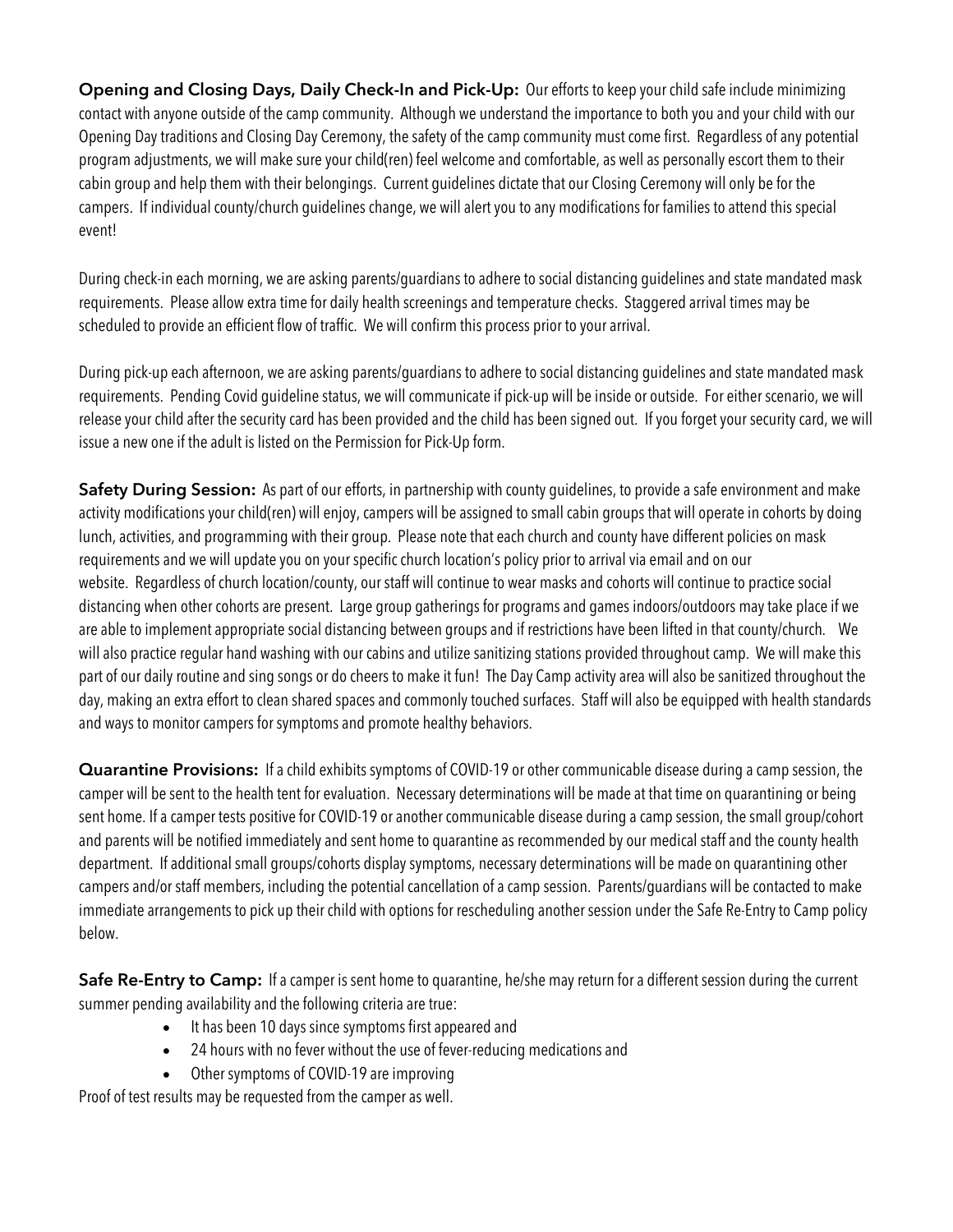**Opening and Closing Days, Daily Check-In and Pick-Up:** Our efforts to keep your child safe include minimizing contact with anyone outside of the camp community. Although we understand the importance to both you and your child with our Opening Day traditions and Closing Day Ceremony, the safety of the camp community must come first. Regardless of any potential program adjustments, we will make sure your child(ren) feel welcome and comfortable, as well as personally escort them to their cabin group and help them with their belongings. Current guidelines dictate that our Closing Ceremony will only be for the campers. If individual county/church guidelines change, we will alert you to any modifications for families to attend this special event!

During check-in each morning, we are asking parents/guardians to adhere to social distancing guidelines and state mandated mask requirements. Please allow extra time for daily health screenings and temperature checks. Staggered arrival times may be scheduled to provide an efficient flow of traffic. We will confirm this process prior to your arrival.

During pick-up each afternoon, we are asking parents/guardians to adhere to social distancing guidelines and state mandated mask requirements. Pending Covid guideline status, we will communicate if pick-up will be inside or outside. For either scenario, we will release your child after the security card has been provided and the child has been signed out. If you forget your security card, we will issue a new one if the adult is listed on the Permission for Pick-Up form.

**Safety During Session:** As part of our efforts, in partnership with county guidelines, to provide a safe environment and make activity modifications your child(ren) will enjoy, campers will be assigned to small cabin groups that will operate in cohorts by doing lunch, activities, and programming with their group. Please note that each church and county have different policies on mask requirements and we will update you on your specific church location's policy prior to arrival via email and on our website. Regardless of church location/county, our staff will continue to wear masks and cohorts will continue to practice social distancing when other cohorts are present. Large group gatherings for programs and games indoors/outdoors may take place if we are able to implement appropriate social distancing between groups and if restrictions have been lifted in that county/church. We will also practice regular hand washing with our cabins and utilize sanitizing stations provided throughout camp. We will make this part of our daily routine and sing songs or do cheers to make it fun! The Day Camp activity area will also be sanitized throughout the day, making an extra effort to clean shared spaces and commonly touched surfaces. Staff will also be equipped with health standards and ways to monitor campers for symptoms and promote healthy behaviors.

**Quarantine Provisions:** If a child exhibits symptoms of COVID-19 or other communicable disease during a camp session, the camper will be sent to the health tent for evaluation. Necessary determinations will be made at that time on quarantining or being sent home. If a camper tests positive for COVID-19 or another communicable disease during a camp session, the small group/cohort and parents will be notified immediately and sent home to quarantine as recommended by our medical staff and the county health department. If additional small groups/cohorts display symptoms, necessary determinations will be made on quarantining other campers and/or staff members, including the potential cancellation of a camp session. Parents/guardians will be contacted to make immediate arrangements to pick up their child with options for rescheduling another session under the Safe Re-Entry to Camp policy below.

**Safe Re-Entry to Camp:** If a camper is sent home to quarantine, he/she may return for a different session during the current summer pending availability and the following criteria are true:

- It has been 10 days since symptoms first appeared and
- 24 hours with no fever without the use of fever-reducing medications and
- Other symptoms of COVID-19 are improving

Proof of test results may be requested from the camper as well.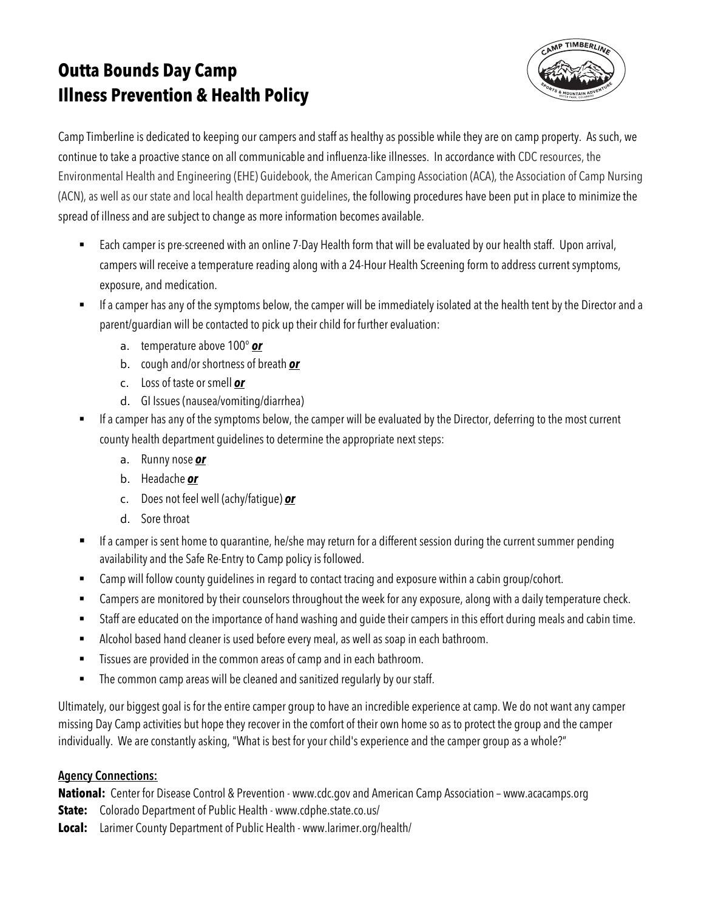# Outta Bounds Day Camp
# Illness Prevention & Health Policy

Camp Timberline is dedicated to keeping our campers and staff as healthy as possible while they are on camp property. As such, we continue to take a proactive stance on all communicable and influenza-like illnesses. In accordance with CDC resources, the Environmental Health and Engineering (EHE) Guidebook, the American Camping Association (ACA), the Association of Camp Nursing (ACN), as well as our state and local health department guidelines, the following procedures have been put in place to minimize the spread of illness and are subject to change as more information becomes available.

- Each camper is pre-screened with an online 7-Day Health form that will be evaluated by our health staff. Upon arrival, campers will receive a temperature reading along with a 24-Hour Health Screening form to address current symptoms, exposure, and medication.
- If a camper has any of the symptoms below, the camper will be immediately isolated at the health tent by the Director and a parent/guardian will be contacted to pick up their child for further evaluation:
  - a. temperature above 100° ***or***
  - b. cough and/or shortness of breath ***or***
  - c. Loss of taste or smell ***or***
  - d. GI Issues (nausea/vomiting/diarrhea)
- If a camper has any of the symptoms below, the camper will be evaluated by the Director, deferring to the most current county health department guidelines to determine the appropriate next steps:
  - a. Runny nose ***or***
  - b. Headache ***or***
  - c. Does not feel well (achy/fatigue) ***or***
  - d. Sore throat
- If a camper is sent home to quarantine, he/she may return for a different session during the current summer pending availability and the Safe Re-Entry to Camp policy is followed.
- Camp will follow county guidelines in regard to contact tracing and exposure within a cabin group/cohort.
- Campers are monitored by their counselors throughout the week for any exposure, along with a daily temperature check.
- Staff are educated on the importance of hand washing and guide their campers in this effort during meals and cabin time.
- Alcohol based hand cleaner is used before every meal, as well as soap in each bathroom.
- Tissues are provided in the common areas of camp and in each bathroom.
- The common camp areas will be cleaned and sanitized regularly by our staff.

Ultimately, our biggest goal is for the entire camper group to have an incredible experience at camp. We do not want any camper missing Day Camp activities but hope they recover in the comfort of their own home so as to protect the group and the camper individually. We are constantly asking, "What is best for your child's experience and the camper group as a whole?"

**Agency Connections:**

**National:** Center for Disease Control & Prevention - www.cdc.gov and American Camp Association – www.acacamps.org

**State:** Colorado Department of Public Health - www.cdphe.state.co.us/

**Local:** Larimer County Department of Public Health - www.larimer.org/health/